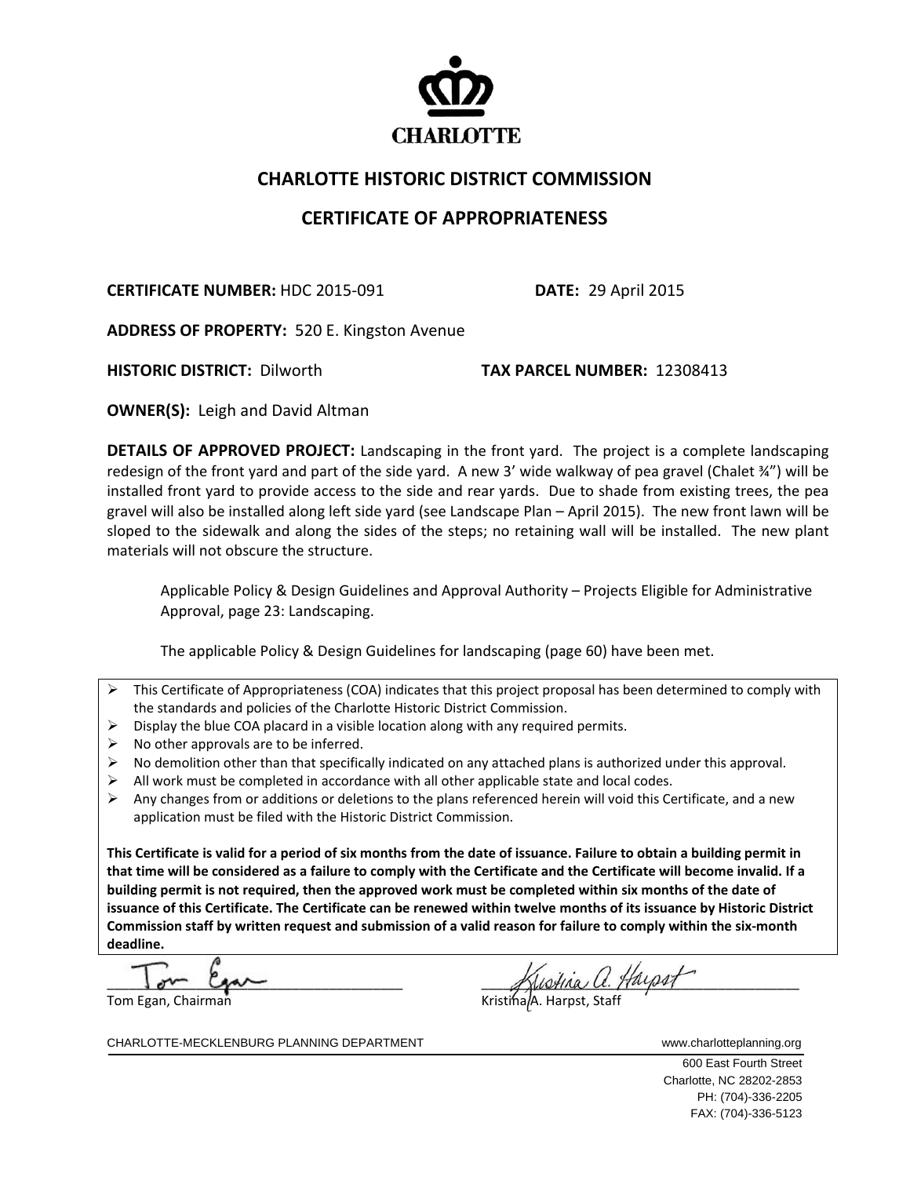CHARLOTTE

# CHARLOTTE HISTORIC DISTRICT COMMISSION

## CERTIFICATE OF APPROPRIATENESS

**CERTIFICATE NUMBER:** HDC 2015-091 **DATE:** 29 April 2015

**ADDRESS OF PROPERTY:** 520 E. Kingston Avenue

**HISTORIC DISTRICT:** Dilworth **TAX PARCEL NUMBER:** 12308413

**OWNER(S):** Leigh and David Altman

**DETAILS OF APPROVED PROJECT:** Landscaping in the front yard. The project is a complete landscaping redesign of the front yard and part of the side yard. A new 3' wide walkway of pea gravel (Chalet ¾") will be installed front yard to provide access to the side and rear yards. Due to shade from existing trees, the pea gravel will also be installed along left side yard (see Landscape Plan – April 2015). The new front lawn will be sloped to the sidewalk and along the sides of the steps; no retaining wall will be installed. The new plant materials will not obscure the structure.

> Applicable Policy & Design Guidelines and Approval Authority – Projects Eligible for Administrative Approval, page 23: Landscaping.
>
> The applicable Policy & Design Guidelines for landscaping (page 60) have been met.

- This Certificate of Appropriateness (COA) indicates that this project proposal has been determined to comply with the standards and policies of the Charlotte Historic District Commission.
- Display the blue COA placard in a visible location along with any required permits.
- No other approvals are to be inferred.
- No demolition other than that specifically indicated on any attached plans is authorized under this approval.
- All work must be completed in accordance with all other applicable state and local codes.
- Any changes from or additions or deletions to the plans referenced herein will void this Certificate, and a new application must be filed with the Historic District Commission.

**This Certificate is valid for a period of six months from the date of issuance. Failure to obtain a building permit in that time will be considered as a failure to comply with the Certificate and the Certificate will become invalid. If a building permit is not required, then the approved work must be completed within six months of the date of issuance of this Certificate. The Certificate can be renewed within twelve months of its issuance by Historic District Commission staff by written request and submission of a valid reason for failure to comply within the six-month deadline.**

Tom Egan, Chairman

Kristina A. Harpst, Staff

CHARLOTTE-MECKLENBURG PLANNING DEPARTMENT www.charlotteplanning.org

600 East Fourth Street
Charlotte, NC 28202-2853
PH: (704)-336-2205
FAX: (704)-336-5123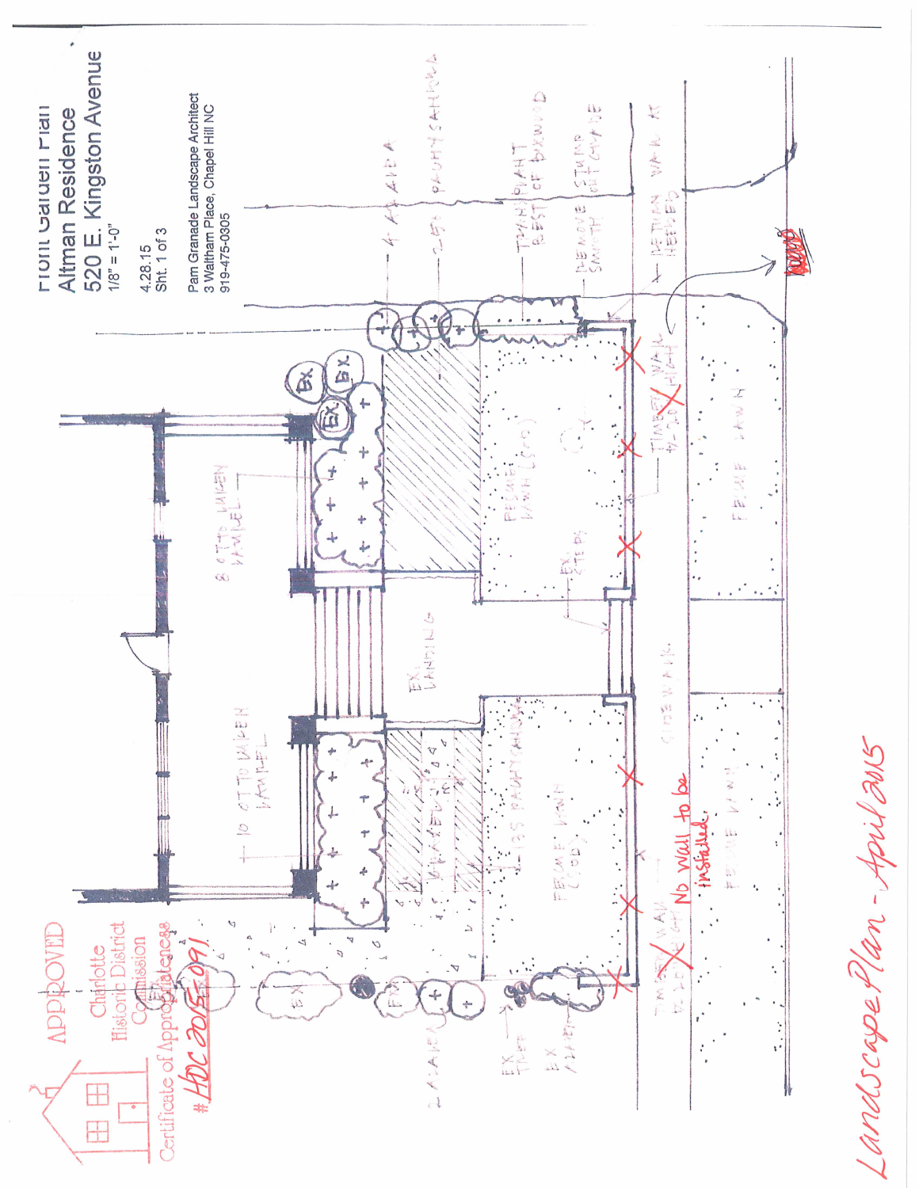Front Garden Plan
Altman Residence
520 E. Kingston Avenue
1/8" = 1'-0"

4.28.15
Sht. 1 of 3

Pam Granade Landscape Architect
3 Waltham Place, Chapel Hill NC
919-475-0305

APPROVED
Charlotte Historic District Commission
Certificate of Appropriateness
# HDC 2015-091

4 AZALEA

2-3 GAL. PACHYSANDRA

THIN/PLANT BEST OF BOXWOOD

REMOVE STUMP SMOOTH OUT GRADE

RETAIN WALK AT HEDGE

EX.

8 OTTO LUKEN LAUREL

10 OTTO LUKEN LAUREL

EX. LANDING

EX. STEPS

FESCUE LAWN (SOD)

135 PACHYSANDRA

4 AZALEA

EX. TREE

EX. AZALEA

TIMBER WALL 12"-24" HIGH

No wall to be installed.

SIDEWALK

FESCUE LAWN

Landscape Plan - April 2015